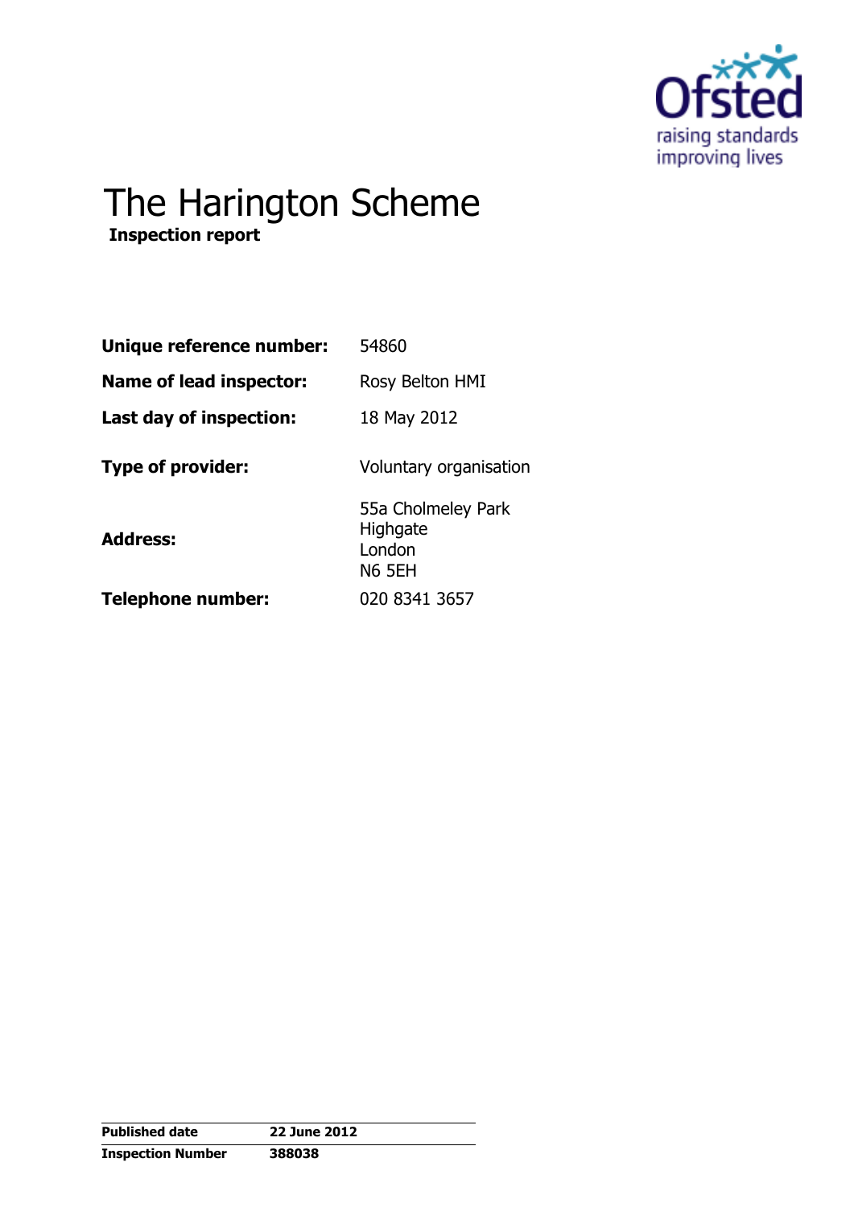# The Harington Scheme

**Inspection report**

| | |
|---|---|
| **Unique reference number:** | 54860 |
| **Name of lead inspector:** | Rosy Belton HMI |
| **Last day of inspection:** | 18 May 2012 |
| **Type of provider:** | Voluntary organisation |
| **Address:** | 55a Cholmeley Park<br>Highgate<br>London<br>N6 5EH |
| **Telephone number:** | 020 8341 3657 |

| | |
|---|---|
| **Published date** | **22 June 2012** |
| **Inspection Number** | **388038** |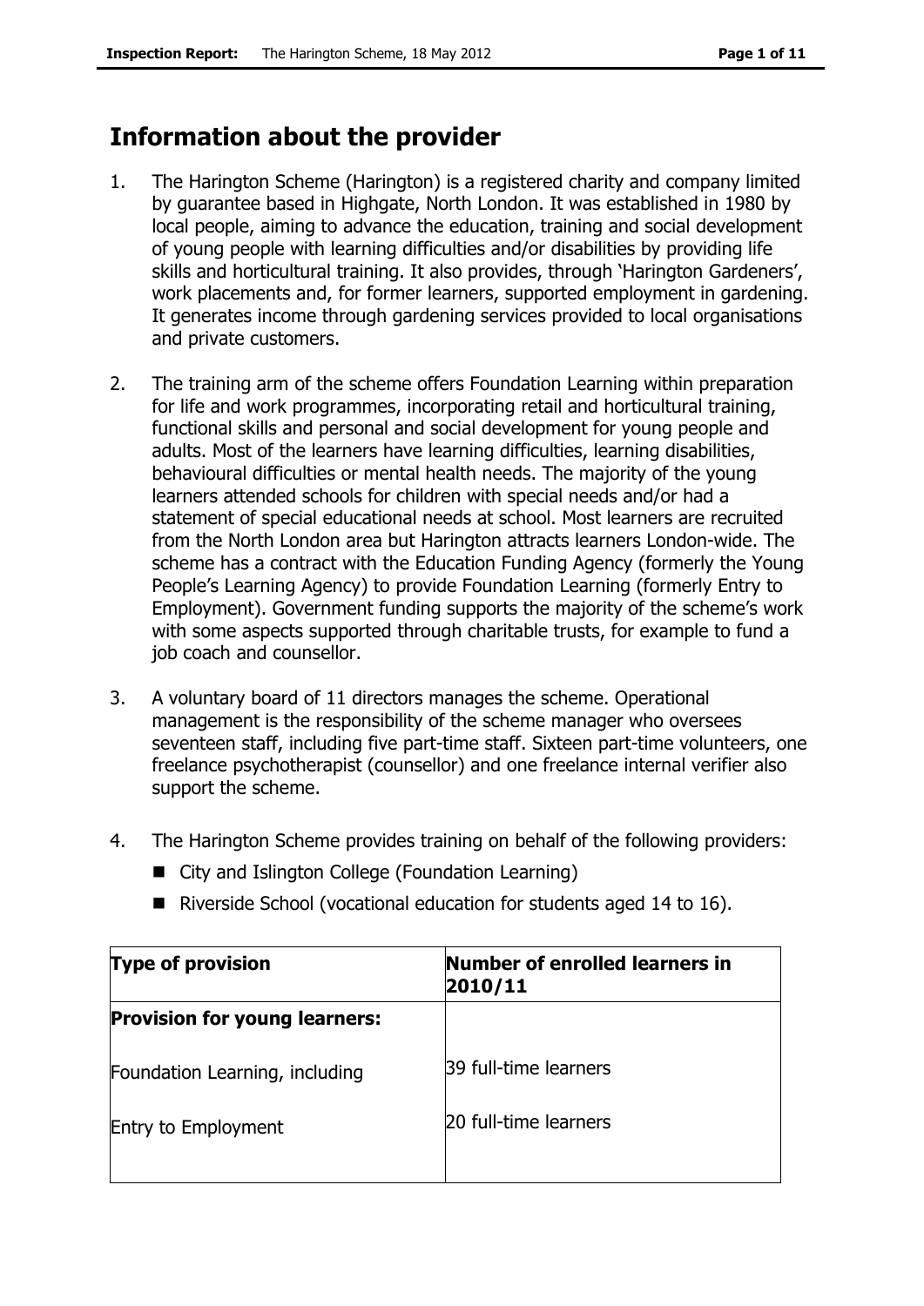# Information about the provider

1. The Harington Scheme (Harington) is a registered charity and company limited by guarantee based in Highgate, North London. It was established in 1980 by local people, aiming to advance the education, training and social development of young people with learning difficulties and/or disabilities by providing life skills and horticultural training. It also provides, through 'Harington Gardeners', work placements and, for former learners, supported employment in gardening. It generates income through gardening services provided to local organisations and private customers.

2. The training arm of the scheme offers Foundation Learning within preparation for life and work programmes, incorporating retail and horticultural training, functional skills and personal and social development for young people and adults. Most of the learners have learning difficulties, learning disabilities, behavioural difficulties or mental health needs. The majority of the young learners attended schools for children with special needs and/or had a statement of special educational needs at school. Most learners are recruited from the North London area but Harington attracts learners London-wide. The scheme has a contract with the Education Funding Agency (formerly the Young People's Learning Agency) to provide Foundation Learning (formerly Entry to Employment). Government funding supports the majority of the scheme's work with some aspects supported through charitable trusts, for example to fund a job coach and counsellor.

3. A voluntary board of 11 directors manages the scheme. Operational management is the responsibility of the scheme manager who oversees seventeen staff, including five part-time staff. Sixteen part-time volunteers, one freelance psychotherapist (counsellor) and one freelance internal verifier also support the scheme.

4. The Harington Scheme provides training on behalf of the following providers:
   - City and Islington College (Foundation Learning)
   - Riverside School (vocational education for students aged 14 to 16).

| Type of provision | Number of enrolled learners in 2010/11 |
| --- | --- |
| **Provision for young learners:** | |
| Foundation Learning, including | 39 full-time learners |
| Entry to Employment | 20 full-time learners |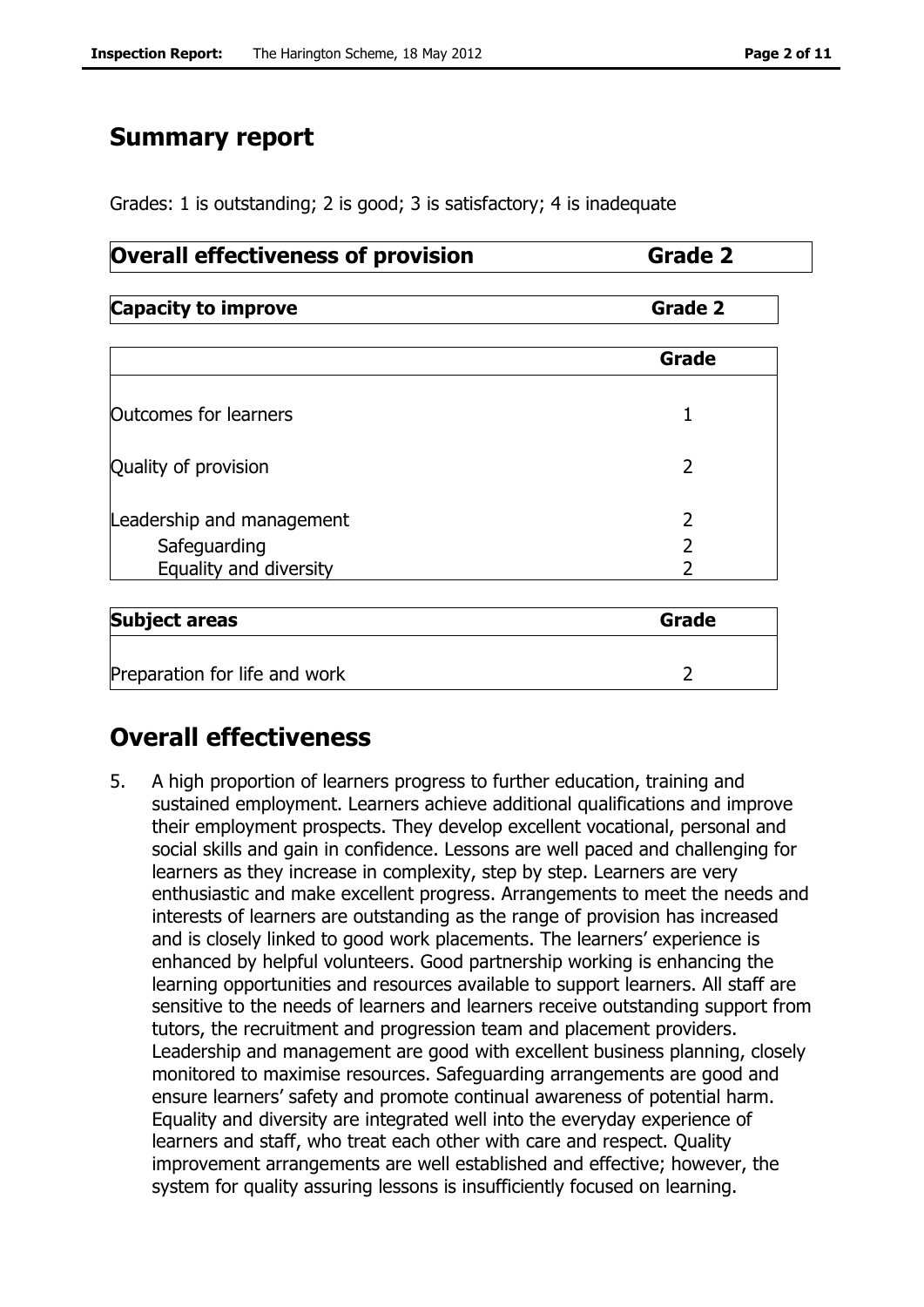## Summary report

Grades: 1 is outstanding; 2 is good; 3 is satisfactory; 4 is inadequate

| **Overall effectiveness of provision** | **Grade 2** |
|---|---|

| **Capacity to improve** | **Grade 2** |
|---|---|

| | **Grade** |
|---|---|
| Outcomes for learners | 1 |
| Quality of provision | 2 |
| Leadership and management | 2 |
| Safeguarding | 2 |
| Equality and diversity | 2 |

| **Subject areas** | **Grade** |
|---|---|
| Preparation for life and work | 2 |

## Overall effectiveness

5. A high proportion of learners progress to further education, training and sustained employment. Learners achieve additional qualifications and improve their employment prospects. They develop excellent vocational, personal and social skills and gain in confidence. Lessons are well paced and challenging for learners as they increase in complexity, step by step. Learners are very enthusiastic and make excellent progress. Arrangements to meet the needs and interests of learners are outstanding as the range of provision has increased and is closely linked to good work placements. The learners' experience is enhanced by helpful volunteers. Good partnership working is enhancing the learning opportunities and resources available to support learners. All staff are sensitive to the needs of learners and learners receive outstanding support from tutors, the recruitment and progression team and placement providers. Leadership and management are good with excellent business planning, closely monitored to maximise resources. Safeguarding arrangements are good and ensure learners' safety and promote continual awareness of potential harm. Equality and diversity are integrated well into the everyday experience of learners and staff, who treat each other with care and respect. Quality improvement arrangements are well established and effective; however, the system for quality assuring lessons is insufficiently focused on learning.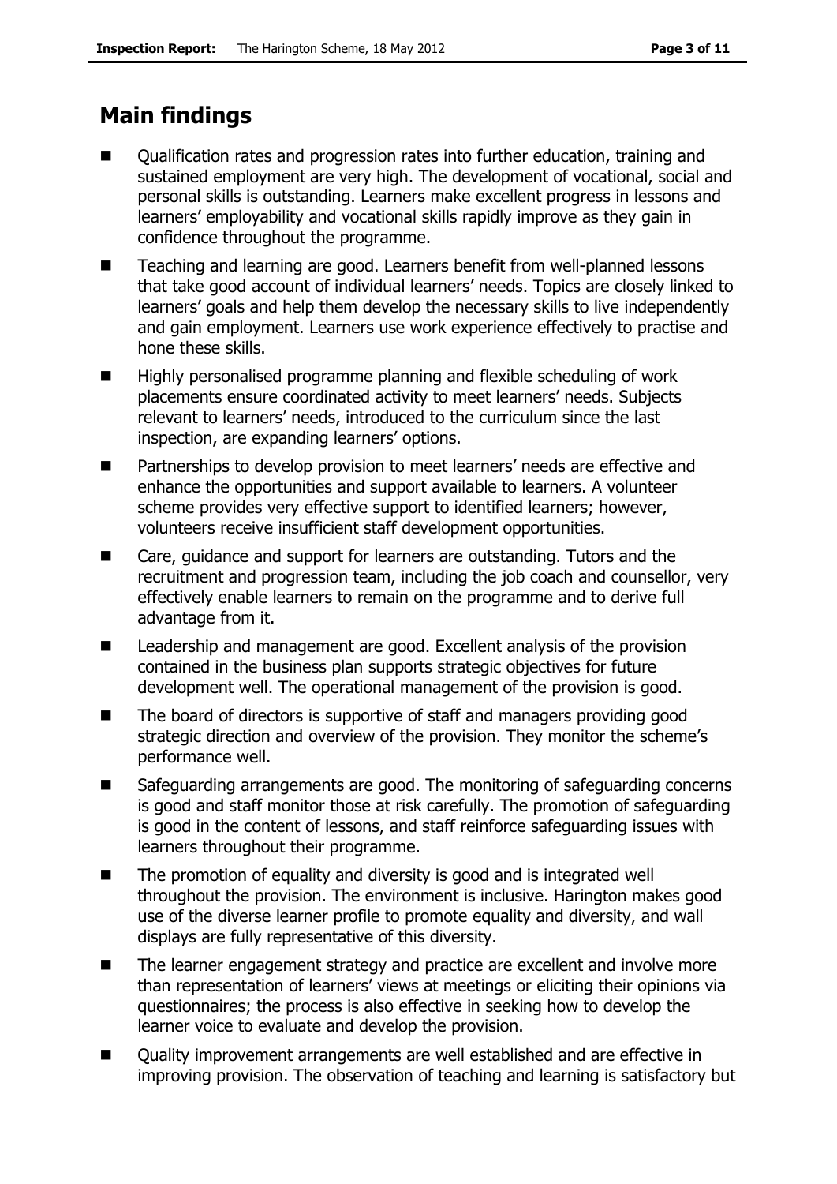## Main findings

- Qualification rates and progression rates into further education, training and sustained employment are very high. The development of vocational, social and personal skills is outstanding. Learners make excellent progress in lessons and learners' employability and vocational skills rapidly improve as they gain in confidence throughout the programme.
- Teaching and learning are good. Learners benefit from well-planned lessons that take good account of individual learners' needs. Topics are closely linked to learners' goals and help them develop the necessary skills to live independently and gain employment. Learners use work experience effectively to practise and hone these skills.
- Highly personalised programme planning and flexible scheduling of work placements ensure coordinated activity to meet learners' needs. Subjects relevant to learners' needs, introduced to the curriculum since the last inspection, are expanding learners' options.
- Partnerships to develop provision to meet learners' needs are effective and enhance the opportunities and support available to learners. A volunteer scheme provides very effective support to identified learners; however, volunteers receive insufficient staff development opportunities.
- Care, guidance and support for learners are outstanding. Tutors and the recruitment and progression team, including the job coach and counsellor, very effectively enable learners to remain on the programme and to derive full advantage from it.
- Leadership and management are good. Excellent analysis of the provision contained in the business plan supports strategic objectives for future development well. The operational management of the provision is good.
- The board of directors is supportive of staff and managers providing good strategic direction and overview of the provision. They monitor the scheme's performance well.
- Safeguarding arrangements are good. The monitoring of safeguarding concerns is good and staff monitor those at risk carefully. The promotion of safeguarding is good in the content of lessons, and staff reinforce safeguarding issues with learners throughout their programme.
- The promotion of equality and diversity is good and is integrated well throughout the provision. The environment is inclusive. Harington makes good use of the diverse learner profile to promote equality and diversity, and wall displays are fully representative of this diversity.
- The learner engagement strategy and practice are excellent and involve more than representation of learners' views at meetings or eliciting their opinions via questionnaires; the process is also effective in seeking how to develop the learner voice to evaluate and develop the provision.
- Quality improvement arrangements are well established and are effective in improving provision. The observation of teaching and learning is satisfactory but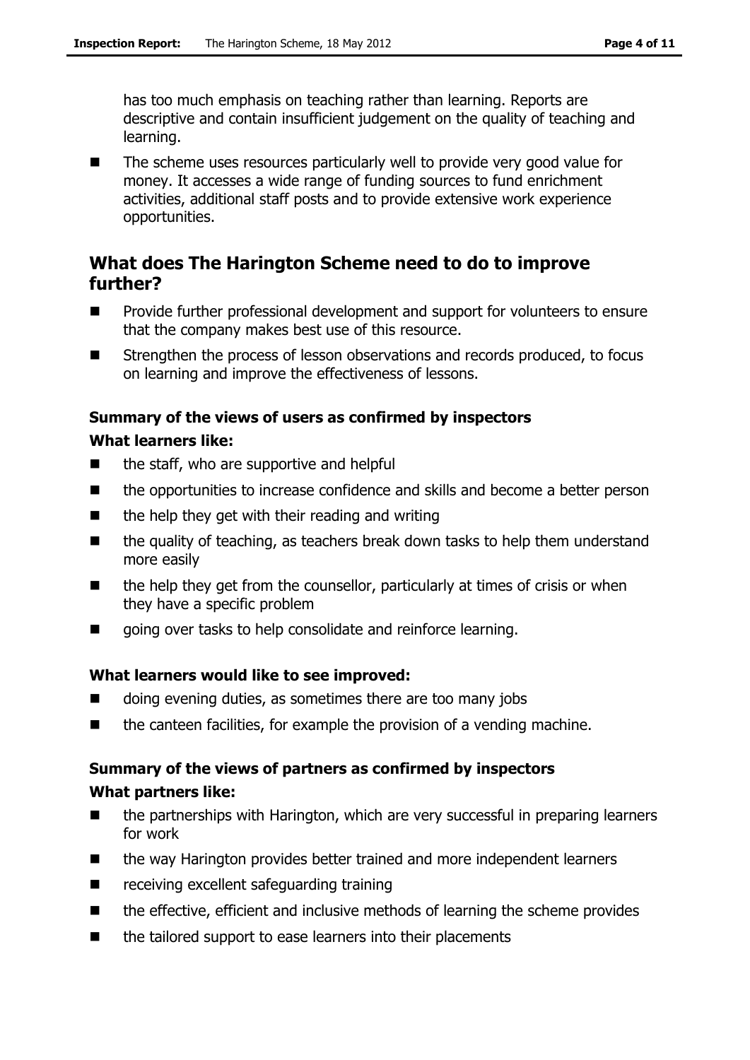has too much emphasis on teaching rather than learning. Reports are descriptive and contain insufficient judgement on the quality of teaching and learning.

- The scheme uses resources particularly well to provide very good value for money. It accesses a wide range of funding sources to fund enrichment activities, additional staff posts and to provide extensive work experience opportunities.

## What does The Harington Scheme need to do to improve further?

- Provide further professional development and support for volunteers to ensure that the company makes best use of this resource.
- Strengthen the process of lesson observations and records produced, to focus on learning and improve the effectiveness of lessons.

### Summary of the views of users as confirmed by inspectors

**What learners like:**

- the staff, who are supportive and helpful
- the opportunities to increase confidence and skills and become a better person
- the help they get with their reading and writing
- the quality of teaching, as teachers break down tasks to help them understand more easily
- the help they get from the counsellor, particularly at times of crisis or when they have a specific problem
- going over tasks to help consolidate and reinforce learning.

**What learners would like to see improved:**

- doing evening duties, as sometimes there are too many jobs
- the canteen facilities, for example the provision of a vending machine.

### Summary of the views of partners as confirmed by inspectors

**What partners like:**

- the partnerships with Harington, which are very successful in preparing learners for work
- the way Harington provides better trained and more independent learners
- receiving excellent safeguarding training
- the effective, efficient and inclusive methods of learning the scheme provides
- the tailored support to ease learners into their placements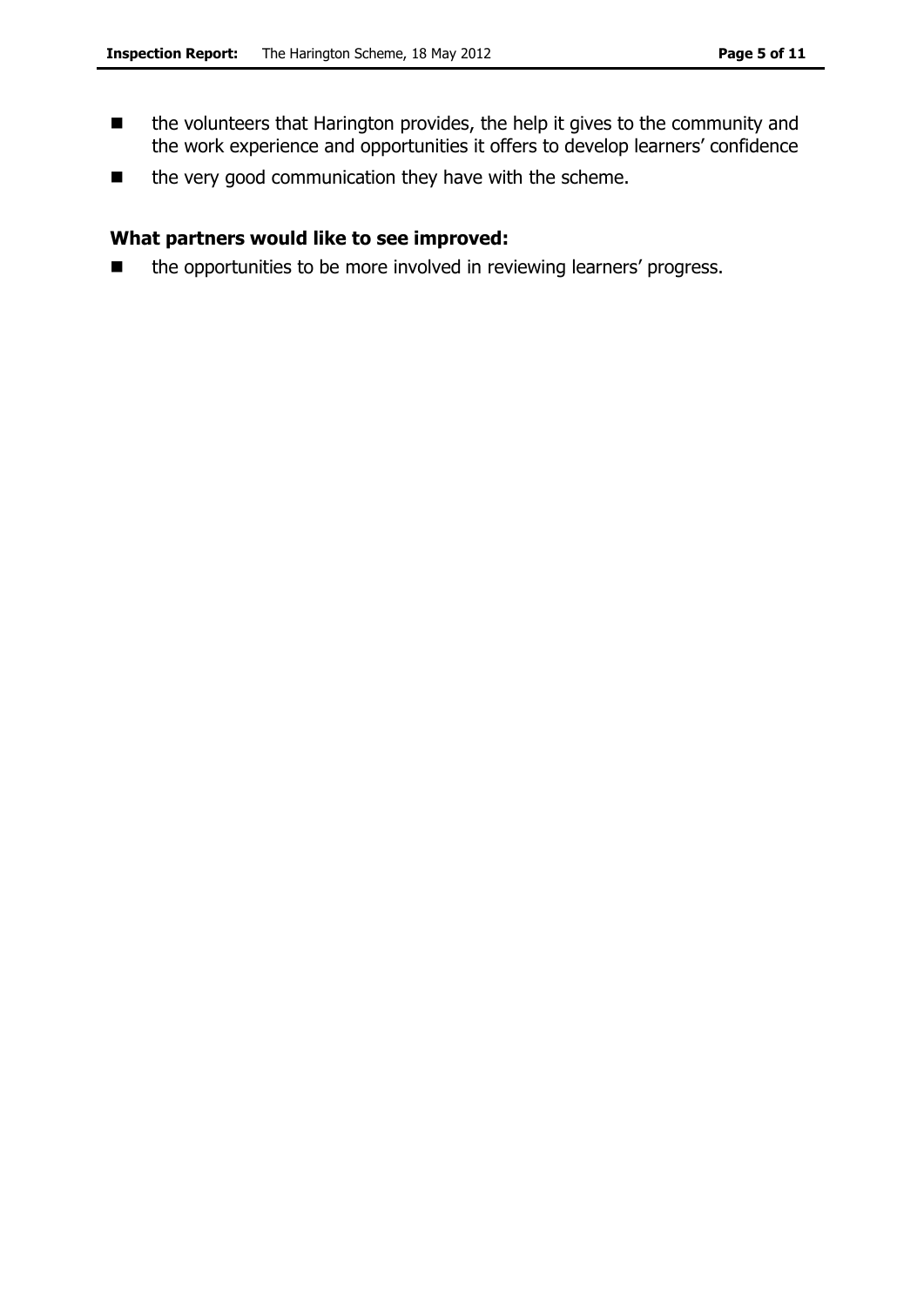- the volunteers that Harington provides, the help it gives to the community and the work experience and opportunities it offers to develop learners' confidence
- the very good communication they have with the scheme.

### What partners would like to see improved:

- the opportunities to be more involved in reviewing learners' progress.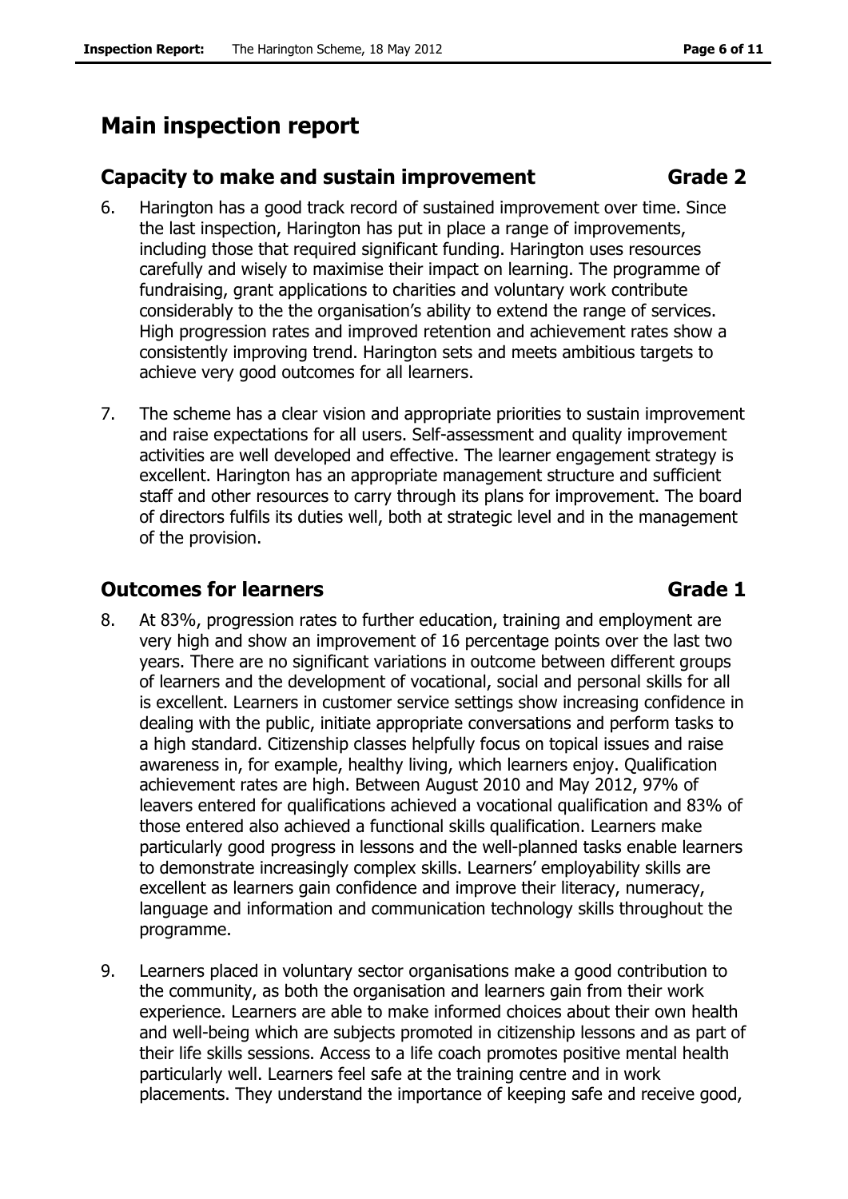# Main inspection report

## Capacity to make and sustain improvement — Grade 2

6. Harington has a good track record of sustained improvement over time. Since the last inspection, Harington has put in place a range of improvements, including those that required significant funding. Harington uses resources carefully and wisely to maximise their impact on learning. The programme of fundraising, grant applications to charities and voluntary work contribute considerably to the the organisation's ability to extend the range of services. High progression rates and improved retention and achievement rates show a consistently improving trend. Harington sets and meets ambitious targets to achieve very good outcomes for all learners.

7. The scheme has a clear vision and appropriate priorities to sustain improvement and raise expectations for all users. Self-assessment and quality improvement activities are well developed and effective. The learner engagement strategy is excellent. Harington has an appropriate management structure and sufficient staff and other resources to carry through its plans for improvement. The board of directors fulfils its duties well, both at strategic level and in the management of the provision.

## Outcomes for learners — Grade 1

8. At 83%, progression rates to further education, training and employment are very high and show an improvement of 16 percentage points over the last two years. There are no significant variations in outcome between different groups of learners and the development of vocational, social and personal skills for all is excellent. Learners in customer service settings show increasing confidence in dealing with the public, initiate appropriate conversations and perform tasks to a high standard. Citizenship classes helpfully focus on topical issues and raise awareness in, for example, healthy living, which learners enjoy. Qualification achievement rates are high. Between August 2010 and May 2012, 97% of leavers entered for qualifications achieved a vocational qualification and 83% of those entered also achieved a functional skills qualification. Learners make particularly good progress in lessons and the well-planned tasks enable learners to demonstrate increasingly complex skills. Learners' employability skills are excellent as learners gain confidence and improve their literacy, numeracy, language and information and communication technology skills throughout the programme.

9. Learners placed in voluntary sector organisations make a good contribution to the community, as both the organisation and learners gain from their work experience. Learners are able to make informed choices about their own health and well-being which are subjects promoted in citizenship lessons and as part of their life skills sessions. Access to a life coach promotes positive mental health particularly well. Learners feel safe at the training centre and in work placements. They understand the importance of keeping safe and receive good,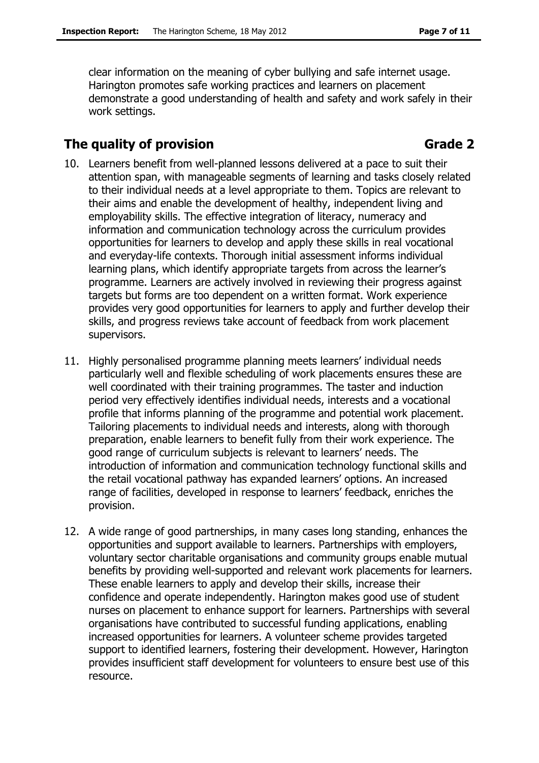clear information on the meaning of cyber bullying and safe internet usage. Harington promotes safe working practices and learners on placement demonstrate a good understanding of health and safety and work safely in their work settings.

## The quality of provision — Grade 2

10. Learners benefit from well-planned lessons delivered at a pace to suit their attention span, with manageable segments of learning and tasks closely related to their individual needs at a level appropriate to them. Topics are relevant to their aims and enable the development of healthy, independent living and employability skills. The effective integration of literacy, numeracy and information and communication technology across the curriculum provides opportunities for learners to develop and apply these skills in real vocational and everyday-life contexts. Thorough initial assessment informs individual learning plans, which identify appropriate targets from across the learner's programme. Learners are actively involved in reviewing their progress against targets but forms are too dependent on a written format. Work experience provides very good opportunities for learners to apply and further develop their skills, and progress reviews take account of feedback from work placement supervisors.

11. Highly personalised programme planning meets learners' individual needs particularly well and flexible scheduling of work placements ensures these are well coordinated with their training programmes. The taster and induction period very effectively identifies individual needs, interests and a vocational profile that informs planning of the programme and potential work placement. Tailoring placements to individual needs and interests, along with thorough preparation, enable learners to benefit fully from their work experience. The good range of curriculum subjects is relevant to learners' needs. The introduction of information and communication technology functional skills and the retail vocational pathway has expanded learners' options. An increased range of facilities, developed in response to learners' feedback, enriches the provision.

12. A wide range of good partnerships, in many cases long standing, enhances the opportunities and support available to learners. Partnerships with employers, voluntary sector charitable organisations and community groups enable mutual benefits by providing well-supported and relevant work placements for learners. These enable learners to apply and develop their skills, increase their confidence and operate independently. Harington makes good use of student nurses on placement to enhance support for learners. Partnerships with several organisations have contributed to successful funding applications, enabling increased opportunities for learners. A volunteer scheme provides targeted support to identified learners, fostering their development. However, Harington provides insufficient staff development for volunteers to ensure best use of this resource.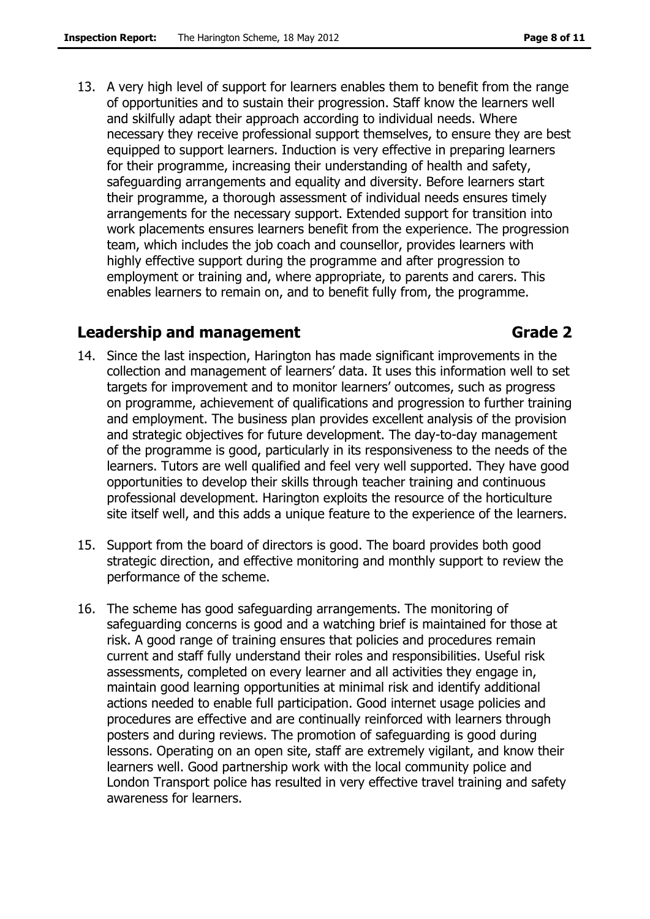13. A very high level of support for learners enables them to benefit from the range of opportunities and to sustain their progression. Staff know the learners well and skilfully adapt their approach according to individual needs. Where necessary they receive professional support themselves, to ensure they are best equipped to support learners. Induction is very effective in preparing learners for their programme, increasing their understanding of health and safety, safeguarding arrangements and equality and diversity. Before learners start their programme, a thorough assessment of individual needs ensures timely arrangements for the necessary support. Extended support for transition into work placements ensures learners benefit from the experience. The progression team, which includes the job coach and counsellor, provides learners with highly effective support during the programme and after progression to employment or training and, where appropriate, to parents and carers. This enables learners to remain on, and to benefit fully from, the programme.

## Leadership and management — Grade 2

14. Since the last inspection, Harington has made significant improvements in the collection and management of learners' data. It uses this information well to set targets for improvement and to monitor learners' outcomes, such as progress on programme, achievement of qualifications and progression to further training and employment. The business plan provides excellent analysis of the provision and strategic objectives for future development. The day-to-day management of the programme is good, particularly in its responsiveness to the needs of the learners. Tutors are well qualified and feel very well supported. They have good opportunities to develop their skills through teacher training and continuous professional development. Harington exploits the resource of the horticulture site itself well, and this adds a unique feature to the experience of the learners.

15. Support from the board of directors is good. The board provides both good strategic direction, and effective monitoring and monthly support to review the performance of the scheme.

16. The scheme has good safeguarding arrangements. The monitoring of safeguarding concerns is good and a watching brief is maintained for those at risk. A good range of training ensures that policies and procedures remain current and staff fully understand their roles and responsibilities. Useful risk assessments, completed on every learner and all activities they engage in, maintain good learning opportunities at minimal risk and identify additional actions needed to enable full participation. Good internet usage policies and procedures are effective and are continually reinforced with learners through posters and during reviews. The promotion of safeguarding is good during lessons. Operating on an open site, staff are extremely vigilant, and know their learners well. Good partnership work with the local community police and London Transport police has resulted in very effective travel training and safety awareness for learners.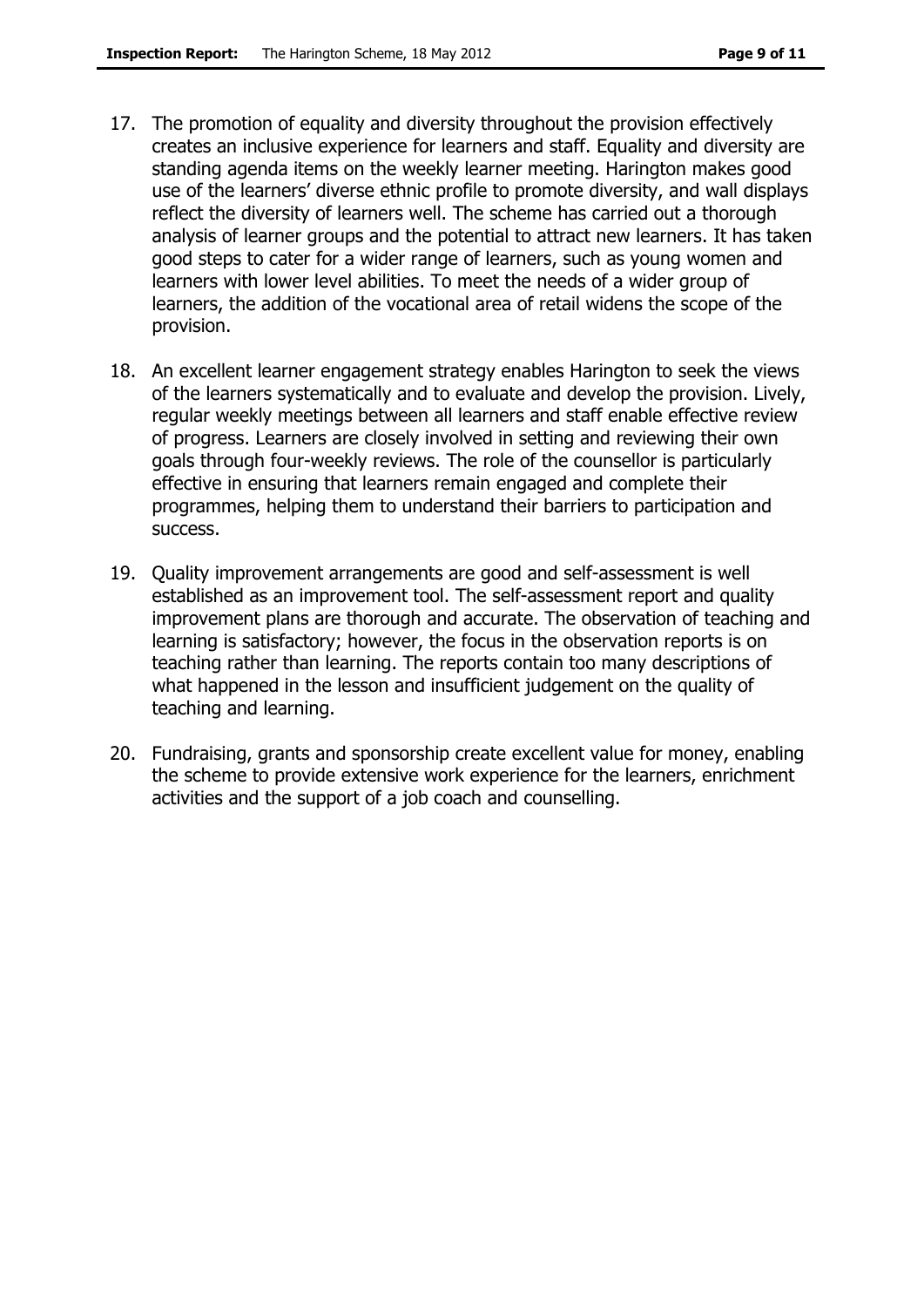17. The promotion of equality and diversity throughout the provision effectively creates an inclusive experience for learners and staff. Equality and diversity are standing agenda items on the weekly learner meeting. Harington makes good use of the learners' diverse ethnic profile to promote diversity, and wall displays reflect the diversity of learners well. The scheme has carried out a thorough analysis of learner groups and the potential to attract new learners. It has taken good steps to cater for a wider range of learners, such as young women and learners with lower level abilities. To meet the needs of a wider group of learners, the addition of the vocational area of retail widens the scope of the provision.

18. An excellent learner engagement strategy enables Harington to seek the views of the learners systematically and to evaluate and develop the provision. Lively, regular weekly meetings between all learners and staff enable effective review of progress. Learners are closely involved in setting and reviewing their own goals through four-weekly reviews. The role of the counsellor is particularly effective in ensuring that learners remain engaged and complete their programmes, helping them to understand their barriers to participation and success.

19. Quality improvement arrangements are good and self-assessment is well established as an improvement tool. The self-assessment report and quality improvement plans are thorough and accurate. The observation of teaching and learning is satisfactory; however, the focus in the observation reports is on teaching rather than learning. The reports contain too many descriptions of what happened in the lesson and insufficient judgement on the quality of teaching and learning.

20. Fundraising, grants and sponsorship create excellent value for money, enabling the scheme to provide extensive work experience for the learners, enrichment activities and the support of a job coach and counselling.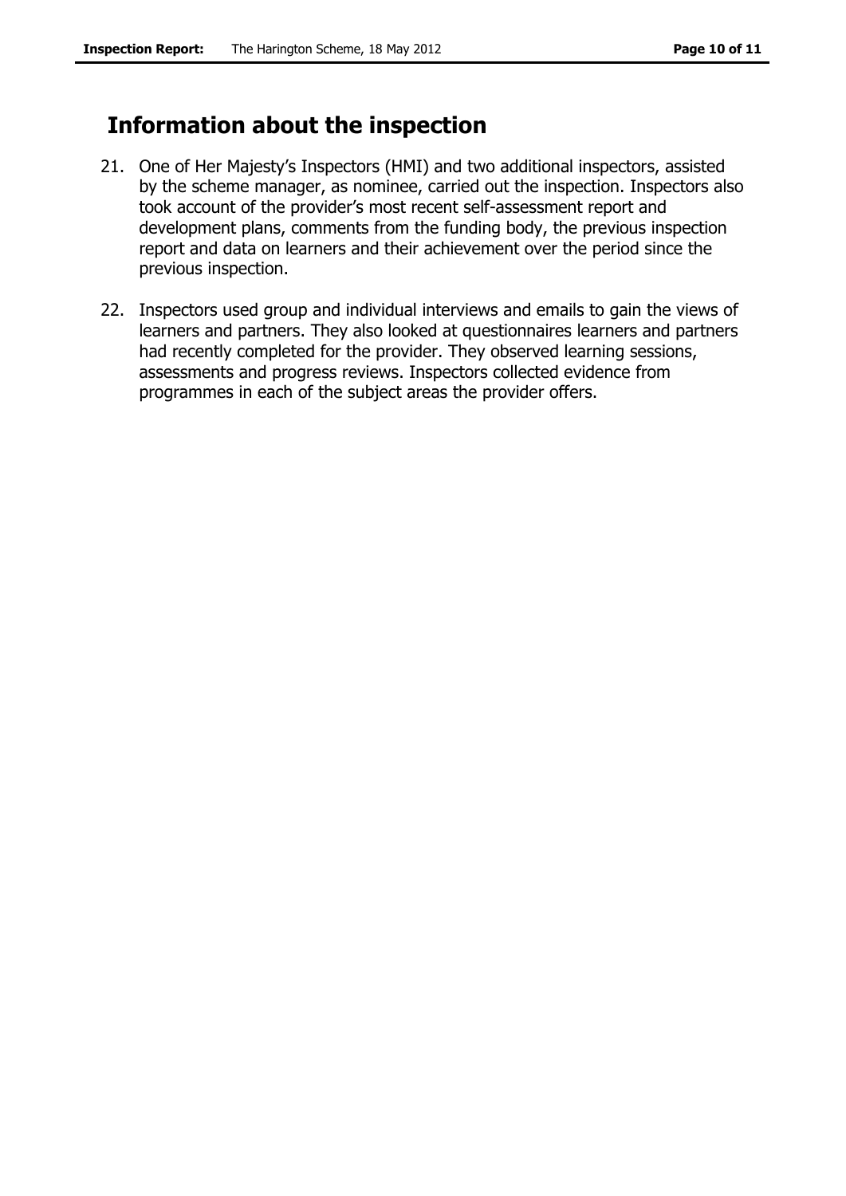## Information about the inspection

21. One of Her Majesty's Inspectors (HMI) and two additional inspectors, assisted by the scheme manager, as nominee, carried out the inspection. Inspectors also took account of the provider's most recent self-assessment report and development plans, comments from the funding body, the previous inspection report and data on learners and their achievement over the period since the previous inspection.

22. Inspectors used group and individual interviews and emails to gain the views of learners and partners. They also looked at questionnaires learners and partners had recently completed for the provider. They observed learning sessions, assessments and progress reviews. Inspectors collected evidence from programmes in each of the subject areas the provider offers.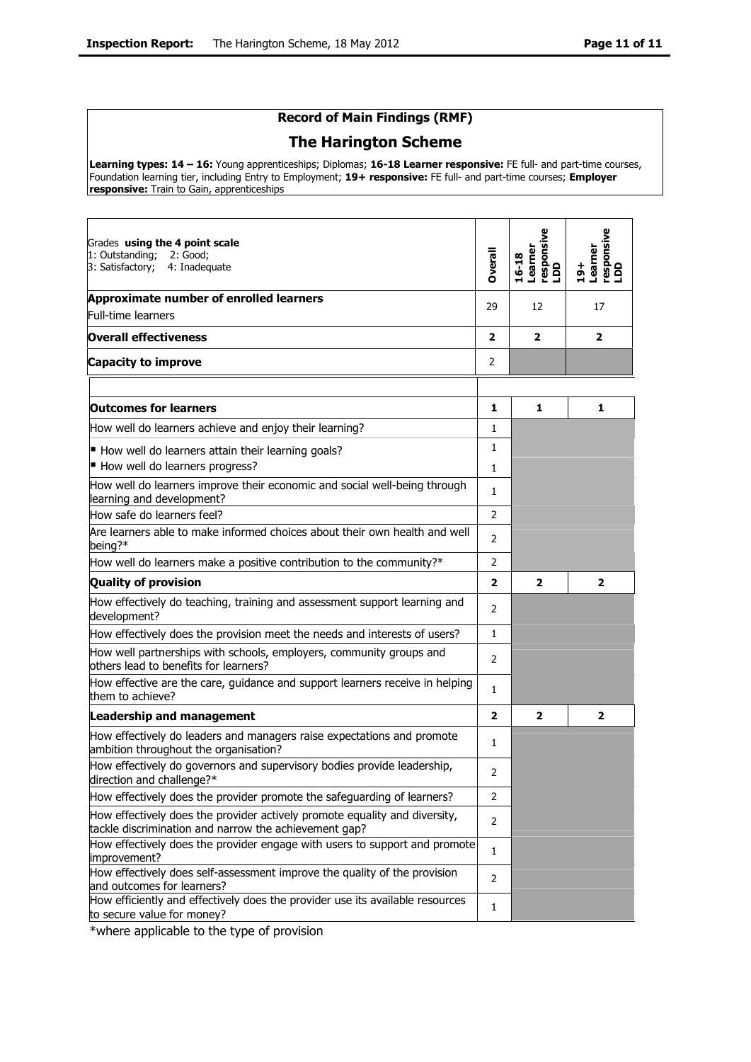## Record of Main Findings (RMF)

## The Harington Scheme

**Learning types: 14 – 16:** Young apprenticeships; Diplomas; **16-18 Learner responsive:** FE full- and part-time courses, Foundation learning tier, including Entry to Employment; **19+ responsive:** FE full- and part-time courses; **Employer responsive:** Train to Gain, apprenticeships

| Grades **using the 4 point scale** 1: Outstanding; 2: Good; 3: Satisfactory; 4: Inadequate | **Overall** | **16-18 Learner responsive LDD** | **19+ Learner responsive LDD** |
|---|---|---|---|
| **Approximate number of enrolled learners** Full-time learners | 29 | 12 | 17 |
| **Overall effectiveness** | **2** | **2** | **2** |
| **Capacity to improve** | 2 | | |
| | | | |
| **Outcomes for learners** | **1** | **1** | **1** |
| How well do learners achieve and enjoy their learning? | 1 | | |
| ▪ How well do learners attain their learning goals? | 1 | | |
| ▪ How well do learners progress? | 1 | | |
| How well do learners improve their economic and social well-being through learning and development? | 1 | | |
| How safe do learners feel? | 2 | | |
| Are learners able to make informed choices about their own health and well being?* | 2 | | |
| How well do learners make a positive contribution to the community?* | 2 | | |
| **Quality of provision** | **2** | **2** | **2** |
| How effectively do teaching, training and assessment support learning and development? | 2 | | |
| How effectively does the provision meet the needs and interests of users? | 1 | | |
| How well partnerships with schools, employers, community groups and others lead to benefits for learners? | 2 | | |
| How effective are the care, guidance and support learners receive in helping them to achieve? | 1 | | |
| **Leadership and management** | **2** | **2** | **2** |
| How effectively do leaders and managers raise expectations and promote ambition throughout the organisation? | 1 | | |
| How effectively do governors and supervisory bodies provide leadership, direction and challenge?* | 2 | | |
| How effectively does the provider promote the safeguarding of learners? | 2 | | |
| How effectively does the provider actively promote equality and diversity, tackle discrimination and narrow the achievement gap? | 2 | | |
| How effectively does the provider engage with users to support and promote improvement? | 1 | | |
| How effectively does self-assessment improve the quality of the provision and outcomes for learners? | 2 | | |
| How efficiently and effectively does the provider use its available resources to secure value for money? | 1 | | |

*where applicable to the type of provision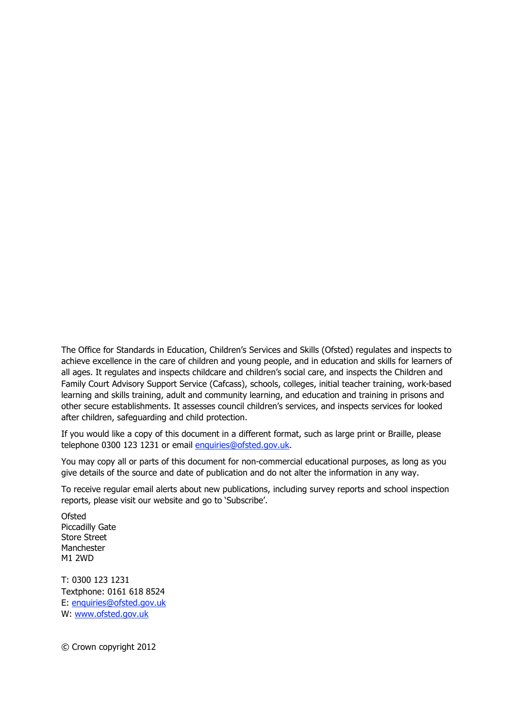The Office for Standards in Education, Children's Services and Skills (Ofsted) regulates and inspects to achieve excellence in the care of children and young people, and in education and skills for learners of all ages. It regulates and inspects childcare and children's social care, and inspects the Children and Family Court Advisory Support Service (Cafcass), schools, colleges, initial teacher training, work-based learning and skills training, adult and community learning, and education and training in prisons and other secure establishments. It assesses council children's services, and inspects services for looked after children, safeguarding and child protection.

If you would like a copy of this document in a different format, such as large print or Braille, please telephone 0300 123 1231 or email enquiries@ofsted.gov.uk.

You may copy all or parts of this document for non-commercial educational purposes, as long as you give details of the source and date of publication and do not alter the information in any way.

To receive regular email alerts about new publications, including survey reports and school inspection reports, please visit our website and go to 'Subscribe'.

Ofsted
Piccadilly Gate
Store Street
Manchester
M1 2WD

T: 0300 123 1231
Textphone: 0161 618 8524
E: enquiries@ofsted.gov.uk
W: www.ofsted.gov.uk

© Crown copyright 2012